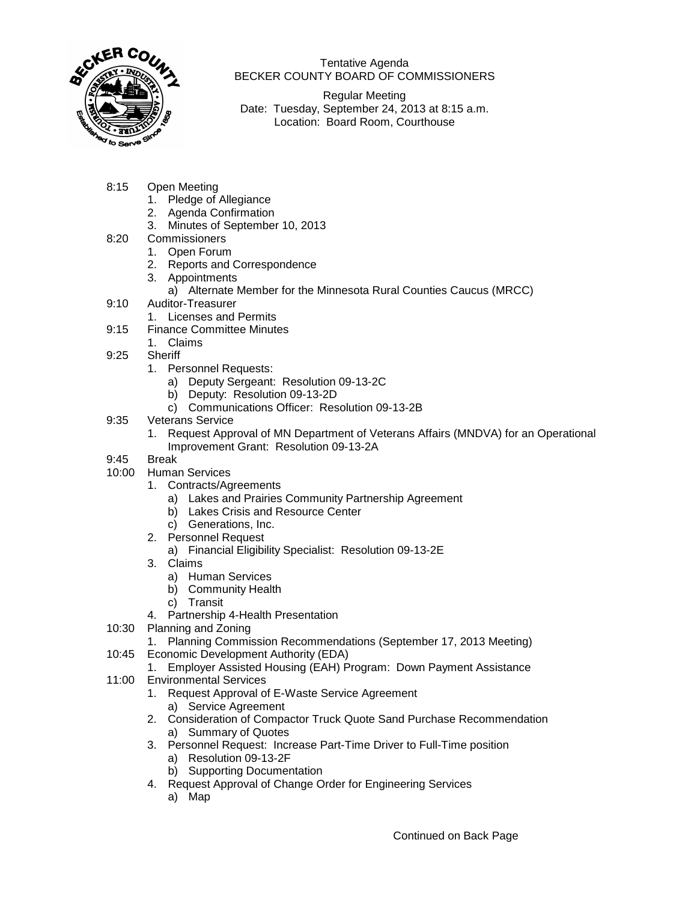Tentative Agenda
BECKER COUNTY BOARD OF COMMISSIONERS

Regular Meeting
Date: Tuesday, September 24, 2013 at 8:15 a.m.
Location: Board Room, Courthouse

8:15 Open Meeting
1. Pledge of Allegiance
2. Agenda Confirmation
3. Minutes of September 10, 2013

8:20 Commissioners
1. Open Forum
2. Reports and Correspondence
3. Appointments
   a) Alternate Member for the Minnesota Rural Counties Caucus (MRCC)

9:10 Auditor-Treasurer
1. Licenses and Permits

9:15 Finance Committee Minutes
1. Claims

9:25 Sheriff
1. Personnel Requests:
   a) Deputy Sergeant: Resolution 09-13-2C
   b) Deputy: Resolution 09-13-2D
   c) Communications Officer: Resolution 09-13-2B

9:35 Veterans Service
1. Request Approval of MN Department of Veterans Affairs (MNDVA) for an Operational Improvement Grant: Resolution 09-13-2A

9:45 Break

10:00 Human Services
1. Contracts/Agreements
   a) Lakes and Prairies Community Partnership Agreement
   b) Lakes Crisis and Resource Center
   c) Generations, Inc.
2. Personnel Request
   a) Financial Eligibility Specialist: Resolution 09-13-2E
3. Claims
   a) Human Services
   b) Community Health
   c) Transit
4. Partnership 4-Health Presentation

10:30 Planning and Zoning
1. Planning Commission Recommendations (September 17, 2013 Meeting)

10:45 Economic Development Authority (EDA)
1. Employer Assisted Housing (EAH) Program: Down Payment Assistance

11:00 Environmental Services
1. Request Approval of E-Waste Service Agreement
   a) Service Agreement
2. Consideration of Compactor Truck Quote Sand Purchase Recommendation
   a) Summary of Quotes
3. Personnel Request: Increase Part-Time Driver to Full-Time position
   a) Resolution 09-13-2F
   b) Supporting Documentation
4. Request Approval of Change Order for Engineering Services
   a) Map

Continued on Back Page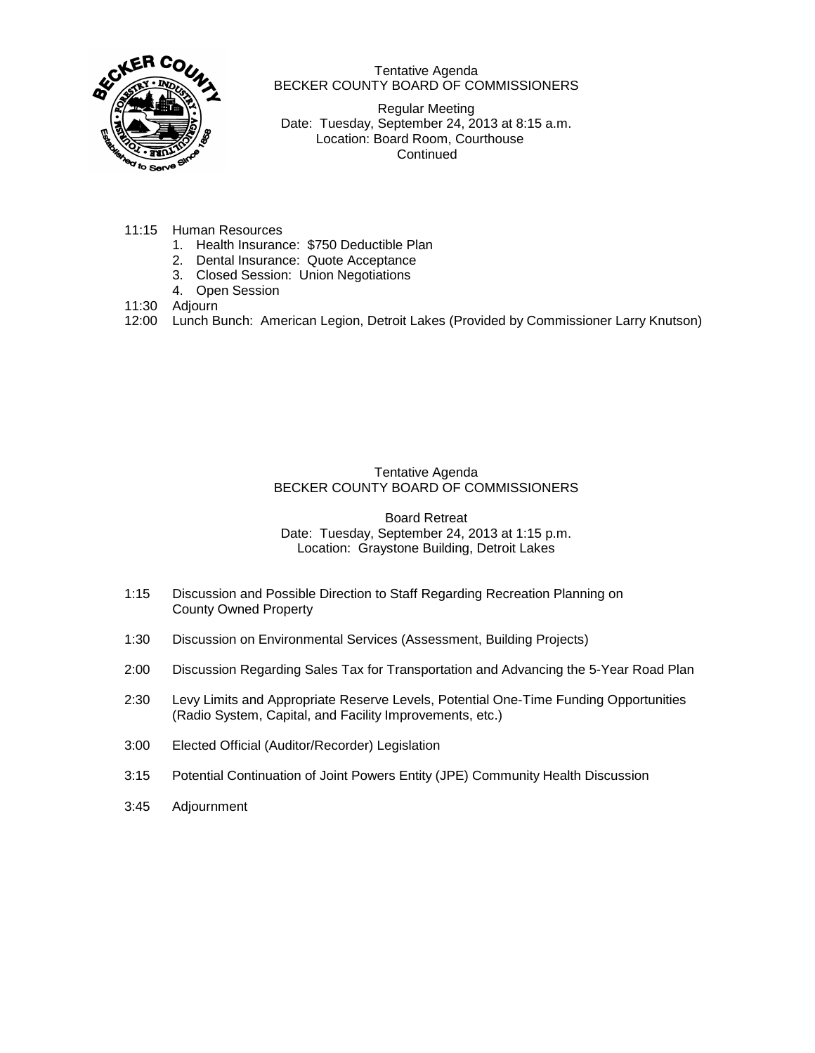Tentative Agenda
BECKER COUNTY BOARD OF COMMISSIONERS

Regular Meeting
Date: Tuesday, September 24, 2013 at 8:15 a.m.
Location: Board Room, Courthouse
Continued

11:15 Human Resources
1. Health Insurance: $750 Deductible Plan
2. Dental Insurance: Quote Acceptance
3. Closed Session: Union Negotiations
4. Open Session

11:30 Adjourn

12:00 Lunch Bunch: American Legion, Detroit Lakes (Provided by Commissioner Larry Knutson)

Tentative Agenda
BECKER COUNTY BOARD OF COMMISSIONERS

Board Retreat
Date: Tuesday, September 24, 2013 at 1:15 p.m.
Location: Graystone Building, Detroit Lakes

1:15 Discussion and Possible Direction to Staff Regarding Recreation Planning on County Owned Property

1:30 Discussion on Environmental Services (Assessment, Building Projects)

2:00 Discussion Regarding Sales Tax for Transportation and Advancing the 5-Year Road Plan

2:30 Levy Limits and Appropriate Reserve Levels, Potential One-Time Funding Opportunities (Radio System, Capital, and Facility Improvements, etc.)

3:00 Elected Official (Auditor/Recorder) Legislation

3:15 Potential Continuation of Joint Powers Entity (JPE) Community Health Discussion

3:45 Adjournment